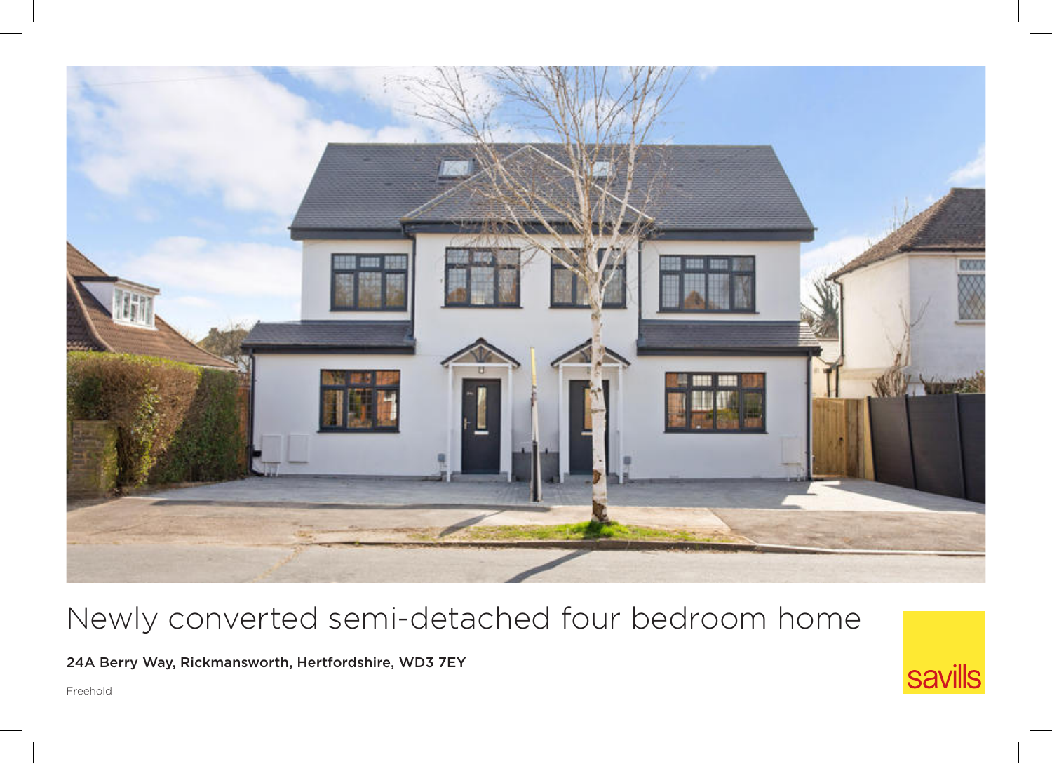# Newly converted semi-detached four bedroom home

**24A Berry Way, Rickmansworth, Hertfordshire, WD3 7EY**

Freehold

savills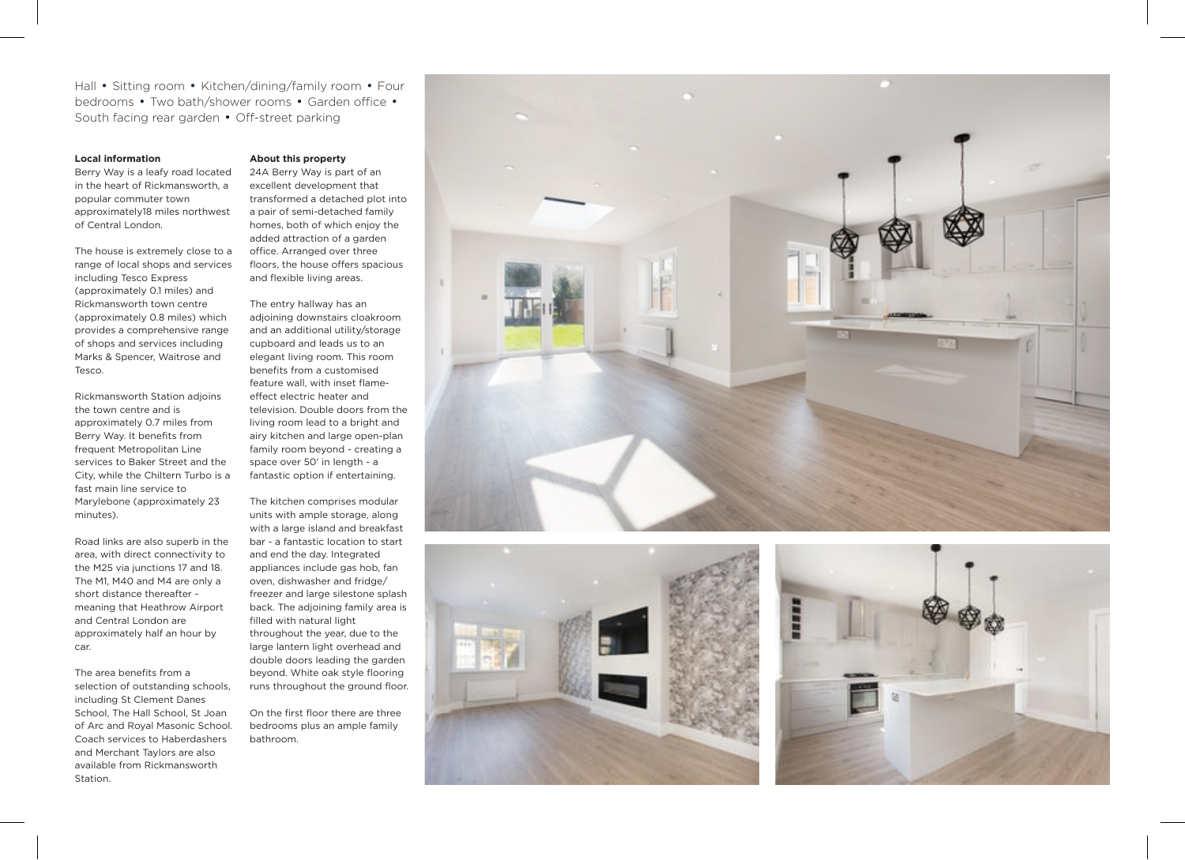Hall • Sitting room • Kitchen/dining/family room • Four bedrooms • Two bath/shower rooms • Garden office • South facing rear garden • Off-street parking

**Local information**

Berry Way is a leafy road located in the heart of Rickmansworth, a popular commuter town approximately18 miles northwest of Central London.

The house is extremely close to a range of local shops and services including Tesco Express (approximately 0.1 miles) and Rickmansworth town centre (approximately 0.8 miles) which provides a comprehensive range of shops and services including Marks & Spencer, Waitrose and Tesco.

Rickmansworth Station adjoins the town centre and is approximately 0.7 miles from Berry Way. It benefits from frequent Metropolitan Line services to Baker Street and the City, while the Chiltern Turbo is a fast main line service to Marylebone (approximately 23 minutes).

Road links are also superb in the area, with direct connectivity to the M25 via junctions 17 and 18. The M1, M40 and M4 are only a short distance thereafter - meaning that Heathrow Airport and Central London are approximately half an hour by car.

The area benefits from a selection of outstanding schools, including St Clement Danes School, The Hall School, St Joan of Arc and Royal Masonic School. Coach services to Haberdashers and Merchant Taylors are also available from Rickmansworth Station.

**About this property**

24A Berry Way is part of an excellent development that transformed a detached plot into a pair of semi-detached family homes, both of which enjoy the added attraction of a garden office. Arranged over three floors, the house offers spacious and flexible living areas.

The entry hallway has an adjoining downstairs cloakroom and an additional utility/storage cupboard and leads us to an elegant living room. This room benefits from a customised feature wall, with inset flame-effect electric heater and television. Double doors from the living room lead to a bright and airy kitchen and large open-plan family room beyond - creating a space over 50' in length - a fantastic option if entertaining.

The kitchen comprises modular units with ample storage, along with a large island and breakfast bar - a fantastic location to start and end the day. Integrated appliances include gas hob, fan oven, dishwasher and fridge/ freezer and large silestone splash back. The adjoining family area is filled with natural light throughout the year, due to the large lantern light overhead and double doors leading the garden beyond. White oak style flooring runs throughout the ground floor.

On the first floor there are three bedrooms plus an ample family bathroom.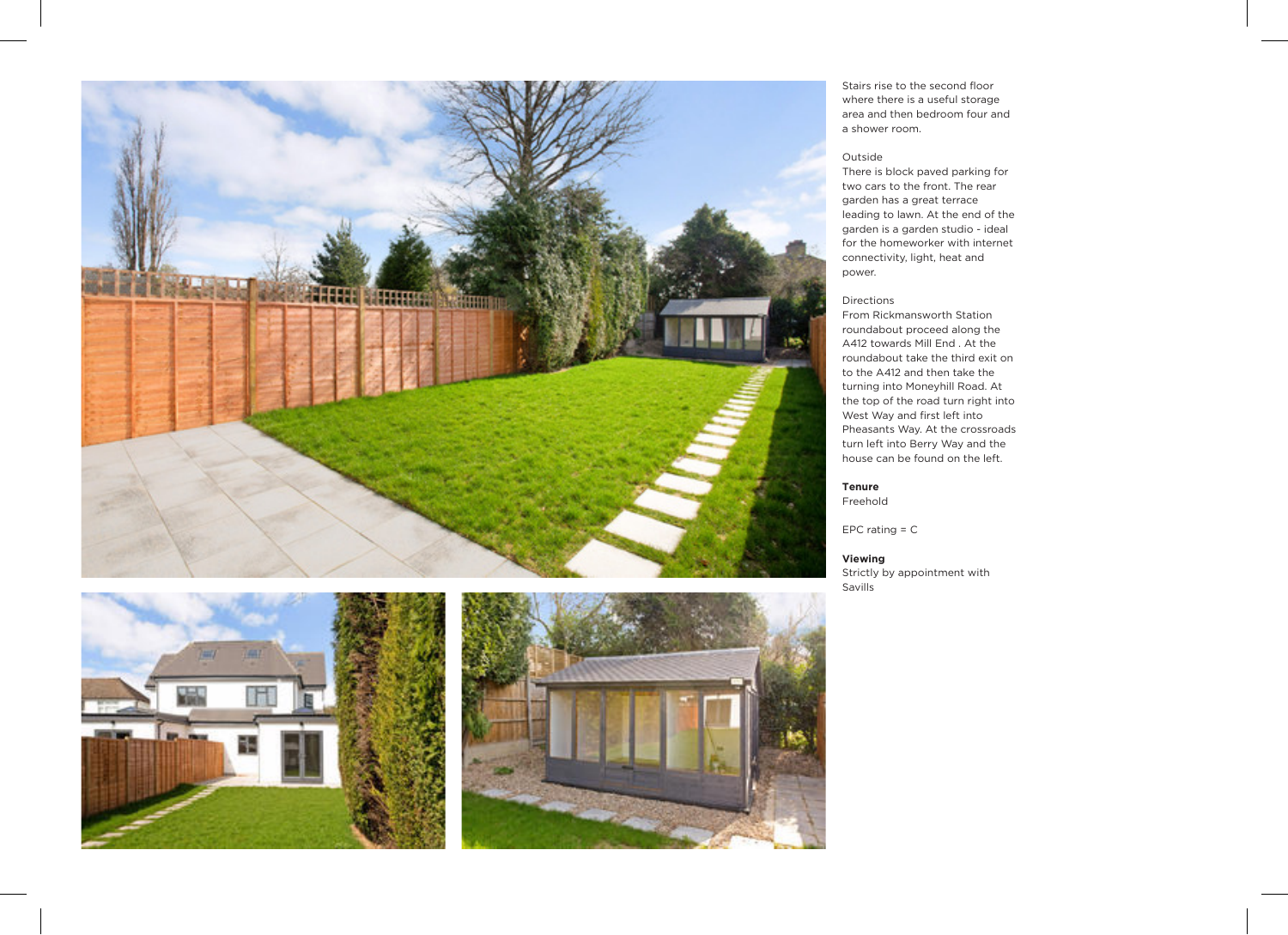Stairs rise to the second floor where there is a useful storage area and then bedroom four and a shower room.

Outside
There is block paved parking for two cars to the front. The rear garden has a great terrace leading to lawn. At the end of the garden is a garden studio - ideal for the homeworker with internet connectivity, light, heat and power.

Directions
From Rickmansworth Station roundabout proceed along the A412 towards Mill End . At the roundabout take the third exit on to the A412 and then take the turning into Moneyhill Road. At the top of the road turn right into West Way and first left into Pheasants Way. At the crossroads turn left into Berry Way and the house can be found on the left.

**Tenure**
Freehold

EPC rating = C

**Viewing**
Strictly by appointment with Savills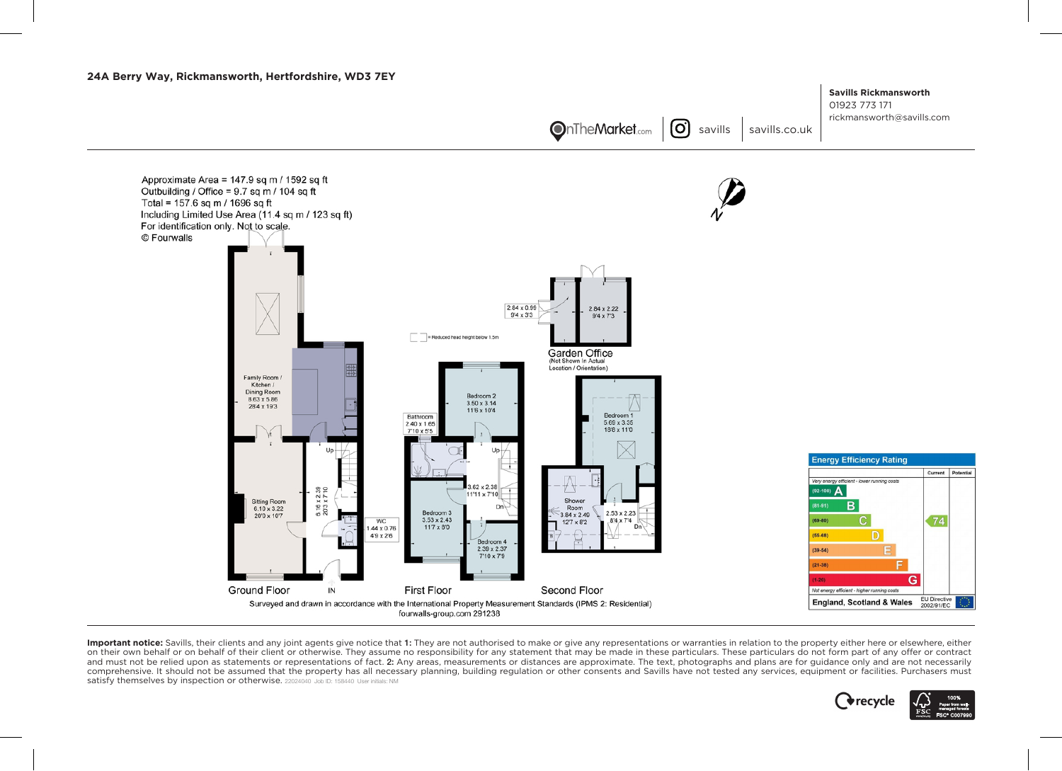**24A Berry Way, Rickmansworth, Hertfordshire, WD3 7EY**

OnTheMarket.com | savills | savills.co.uk

**Savills Rickmansworth**
01923 773 171
rickmansworth@savills.com

Approximate Area = 147.9 sq m / 1592 sq ft
Outbuilding / Office = 9.7 sq m / 104 sq ft
Total = 157.6 sq m / 1696 sq ft
Including Limited Use Area (11.4 sq m / 123 sq ft)
For identification only. Not to scale.
© Fourwalls

Family Room / Kitchen / Dining Room
8.63 x 5.86
28'4 x 19'3

Sitting Room
6.10 x 3.22
20'0 x 10'7

6.16 x 2.39
20'3 x 7'10

WC
1.44 x 0.76
4'9 x 2'6

Ground Floor

IN

Bathroom
2.40 x 1.65
7'10 x 5'5

Bedroom 2
3.50 x 3.14
11'6 x 10'4

3.62 x 2.38
11'11 x 7'10

Bedroom 3
3.53 x 2.43
11'7 x 8'0

Bedroom 4
2.39 x 2.37
7'10 x 7'9

First Floor

= Reduced head height below 1.5m

2.84 x 0.99
9'4 x 3'3

2.84 x 2.22
9'4 x 7'3

Garden Office
(Not Shown In Actual Location / Orientation)

Bedroom 1
5.69 x 3.35
18'8 x 11'0

Shower Room
3.84 x 2.49
12'7 x 8'2

2.53 x 2.23
8'4 x 7'4

Second Floor

Surveyed and drawn in accordance with the International Property Measurement Standards (IPMS 2: Residential)
fourwalls-group.com 291238

**Energy Efficiency Rating**

| | Current | Potential |
|---|---|---|
| *Very energy efficient - lower running costs* | | |
| (92-100) A | | |
| (81-91) B | | |
| (69-80) C | | 74 |
| (55-68) D | | |
| (39-54) E | | |
| (21-38) F | | |
| (1-20) G | | |
| *Not energy efficient - higher running costs* | | |
| England, Scotland & Wales | EU Directive 2002/91/EC | |

**Important notice:** Savills, their clients and any joint agents give notice that **1:** They are not authorised to make or give any representations or warranties in relation to the property either here or elsewhere, either on their own behalf or on behalf of their client or otherwise. They assume no responsibility for any statement that may be made in these particulars. These particulars do not form part of any offer or contract and must not be relied upon as statements or representations of fact. **2:** Any areas, measurements or distances are approximate. The text, photographs and plans are for guidance only and are not necessarily comprehensive. It should not be assumed that the property has all necessary planning, building regulation or other consents and Savills have not tested any services, equipment or facilities. Purchasers must satisfy themselves by inspection or otherwise. 22024040 Job ID: 158440 User initials: NM

recycle

FSC 100% Paper from well-managed forests FSC® C007990